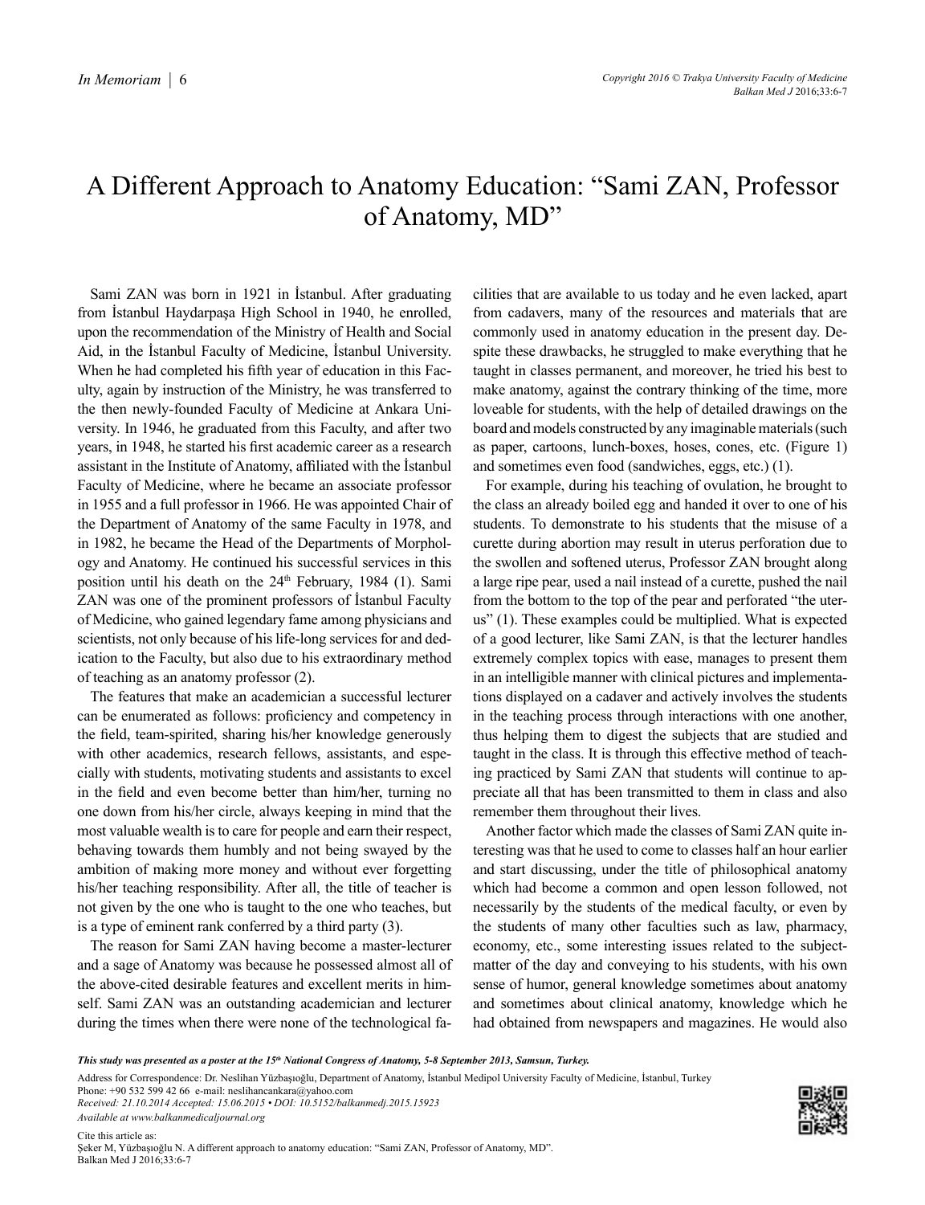# A Different Approach to Anatomy Education: "Sami ZAN, Professor of Anatomy, MD"

Sami ZAN was born in 1921 in İstanbul. After graduating from İstanbul Haydarpaşa High School in 1940, he enrolled, upon the recommendation of the Ministry of Health and Social Aid, in the İstanbul Faculty of Medicine, İstanbul University. When he had completed his fifth year of education in this Faculty, again by instruction of the Ministry, he was transferred to the then newly-founded Faculty of Medicine at Ankara University. In 1946, he graduated from this Faculty, and after two years, in 1948, he started his first academic career as a research assistant in the Institute of Anatomy, affiliated with the İstanbul Faculty of Medicine, where he became an associate professor in 1955 and a full professor in 1966. He was appointed Chair of the Department of Anatomy of the same Faculty in 1978, and in 1982, he became the Head of the Departments of Morphology and Anatomy. He continued his successful services in this position until his death on the 24th February, 1984 (1). Sami ZAN was one of the prominent professors of İstanbul Faculty of Medicine, who gained legendary fame among physicians and scientists, not only because of his life-long services for and dedication to the Faculty, but also due to his extraordinary method of teaching as an anatomy professor (2).

The features that make an academician a successful lecturer can be enumerated as follows: proficiency and competency in the field, team-spirited, sharing his/her knowledge generously with other academics, research fellows, assistants, and especially with students, motivating students and assistants to excel in the field and even become better than him/her, turning no one down from his/her circle, always keeping in mind that the most valuable wealth is to care for people and earn their respect, behaving towards them humbly and not being swayed by the ambition of making more money and without ever forgetting his/her teaching responsibility. After all, the title of teacher is not given by the one who is taught to the one who teaches, but is a type of eminent rank conferred by a third party (3).

The reason for Sami ZAN having become a master-lecturer and a sage of Anatomy was because he possessed almost all of the above-cited desirable features and excellent merits in himself. Sami ZAN was an outstanding academician and lecturer during the times when there were none of the technological facilities that are available to us today and he even lacked, apart from cadavers, many of the resources and materials that are commonly used in anatomy education in the present day. Despite these drawbacks, he struggled to make everything that he taught in classes permanent, and moreover, he tried his best to make anatomy, against the contrary thinking of the time, more loveable for students, with the help of detailed drawings on the board and models constructed by any imaginable materials (such as paper, cartoons, lunch-boxes, hoses, cones, etc. (Figure 1) and sometimes even food (sandwiches, eggs, etc.) (1).

For example, during his teaching of ovulation, he brought to the class an already boiled egg and handed it over to one of his students. To demonstrate to his students that the misuse of a curette during abortion may result in uterus perforation due to the swollen and softened uterus, Professor ZAN brought along a large ripe pear, used a nail instead of a curette, pushed the nail from the bottom to the top of the pear and perforated "the uterus" (1). These examples could be multiplied. What is expected of a good lecturer, like Sami ZAN, is that the lecturer handles extremely complex topics with ease, manages to present them in an intelligible manner with clinical pictures and implementations displayed on a cadaver and actively involves the students in the teaching process through interactions with one another, thus helping them to digest the subjects that are studied and taught in the class. It is through this effective method of teaching practiced by Sami ZAN that students will continue to appreciate all that has been transmitted to them in class and also remember them throughout their lives.

Another factor which made the classes of Sami ZAN quite interesting was that he used to come to classes half an hour earlier and start discussing, under the title of philosophical anatomy which had become a common and open lesson followed, not necessarily by the students of the medical faculty, or even by the students of many other faculties such as law, pharmacy, economy, etc., some interesting issues related to the subject-matter of the day and conveying to his students, with his own sense of humor, general knowledge sometimes about anatomy and sometimes about clinical anatomy, knowledge which he had obtained from newspapers and magazines. He would also

***This study was presented as a poster at the 15th National Congress of Anatomy, 5-8 September 2013, Samsun, Turkey.***

Address for Correspondence: Dr. Neslihan Yüzbaşıoğlu, Department of Anatomy, İstanbul Medipol University Faculty of Medicine, İstanbul, Turkey
Phone: +90 532 599 42 66 e-mail: neslihancankara@yahoo.com
*Received: 21.10.2014 Accepted: 15.06.2015 • DOI: 10.5152/balkanmedj.2015.15923*
*Available at www.balkanmedicaljournal.org*

Cite this article as:
Şeker M, Yüzbaşıoğlu N. A different approach to anatomy education: "Sami ZAN, Professor of Anatomy, MD".
Balkan Med J 2016;33:6-7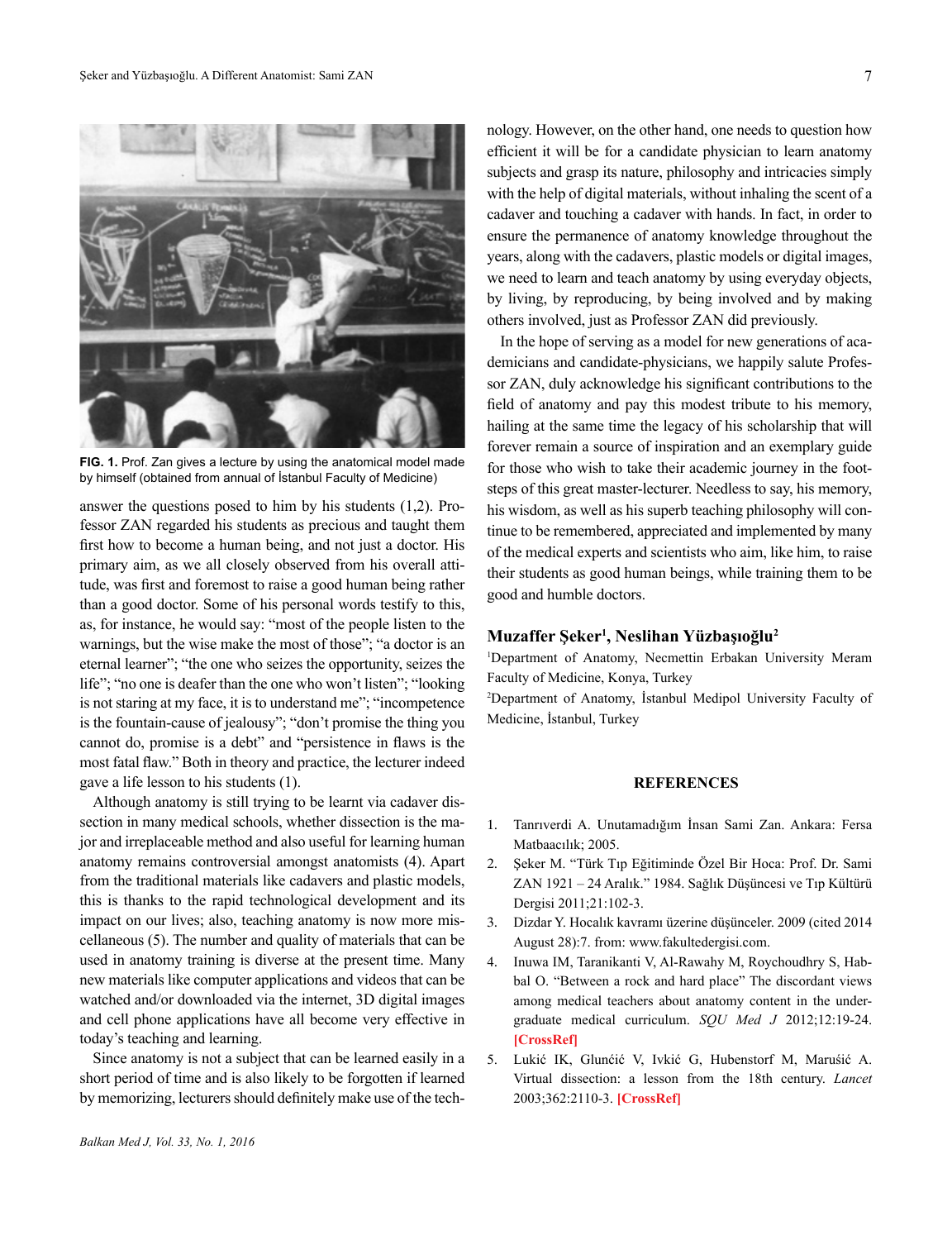**FIG. 1.** Prof. Zan gives a lecture by using the anatomical model made by himself (obtained from annual of İstanbul Faculty of Medicine)

answer the questions posed to him by his students (1,2). Professor ZAN regarded his students as precious and taught them first how to become a human being, and not just a doctor. His primary aim, as we all closely observed from his overall attitude, was first and foremost to raise a good human being rather than a good doctor. Some of his personal words testify to this, as, for instance, he would say: "most of the people listen to the warnings, but the wise make the most of those"; "a doctor is an eternal learner"; "the one who seizes the opportunity, seizes the life"; "no one is deafer than the one who won't listen"; "looking is not staring at my face, it is to understand me"; "incompetence is the fountain-cause of jealousy"; "don't promise the thing you cannot do, promise is a debt" and "persistence in flaws is the most fatal flaw." Both in theory and practice, the lecturer indeed gave a life lesson to his students (1).

Although anatomy is still trying to be learnt via cadaver dissection in many medical schools, whether dissection is the major and irreplaceable method and also useful for learning human anatomy remains controversial amongst anatomists (4). Apart from the traditional materials like cadavers and plastic models, this is thanks to the rapid technological development and its impact on our lives; also, teaching anatomy is now more miscellaneous (5). The number and quality of materials that can be used in anatomy training is diverse at the present time. Many new materials like computer applications and videos that can be watched and/or downloaded via the internet, 3D digital images and cell phone applications have all become very effective in today's teaching and learning.

Since anatomy is not a subject that can be learned easily in a short period of time and is also likely to be forgotten if learned by memorizing, lecturers should definitely make use of the technology. However, on the other hand, one needs to question how efficient it will be for a candidate physician to learn anatomy subjects and grasp its nature, philosophy and intricacies simply with the help of digital materials, without inhaling the scent of a cadaver and touching a cadaver with hands. In fact, in order to ensure the permanence of anatomy knowledge throughout the years, along with the cadavers, plastic models or digital images, we need to learn and teach anatomy by using everyday objects, by living, by reproducing, by being involved and by making others involved, just as Professor ZAN did previously.

In the hope of serving as a model for new generations of academicians and candidate-physicians, we happily salute Professor ZAN, duly acknowledge his significant contributions to the field of anatomy and pay this modest tribute to his memory, hailing at the same time the legacy of his scholarship that will forever remain a source of inspiration and an exemplary guide for those who wish to take their academic journey in the footsteps of this great master-lecturer. Needless to say, his memory, his wisdom, as well as his superb teaching philosophy will continue to be remembered, appreciated and implemented by many of the medical experts and scientists who aim, like him, to raise their students as good human beings, while training them to be good and humble doctors.

**Muzaffer Şeker[1], Neslihan Yüzbaşıoğlu[2]**

[1]Department of Anatomy, Necmettin Erbakan University Meram Faculty of Medicine, Konya, Turkey

[2]Department of Anatomy, İstanbul Medipol University Faculty of Medicine, İstanbul, Turkey

## REFERENCES

1. Tanrıverdi A. Unutamadığım İnsan Sami Zan. Ankara: Fersa Matbaacılık; 2005.
2. Şeker M. "Türk Tıp Eğitiminde Özel Bir Hoca: Prof. Dr. Sami ZAN 1921 – 24 Aralık." 1984. Sağlık Düşüncesi ve Tıp Kültürü Dergisi 2011;21:102-3.
3. Dizdar Y. Hocalık kavramı üzerine düşünceler. 2009 (cited 2014 August 28):7. from: www.fakultedergisi.com.
4. Inuwa IM, Taranikanti V, Al-Rawahy M, Roychoudhry S, Habbal O. "Between a rock and hard place" The discordant views among medical teachers about anatomy content in the undergraduate medical curriculum. *SQU Med J* 2012;12:19-24. **[CrossRef]**
5. Lukić IK, Glunćić V, Ivkić G, Hubenstorf M, Marušić A. Virtual dissection: a lesson from the 18th century. *Lancet* 2003;362:2110-3. **[CrossRef]**